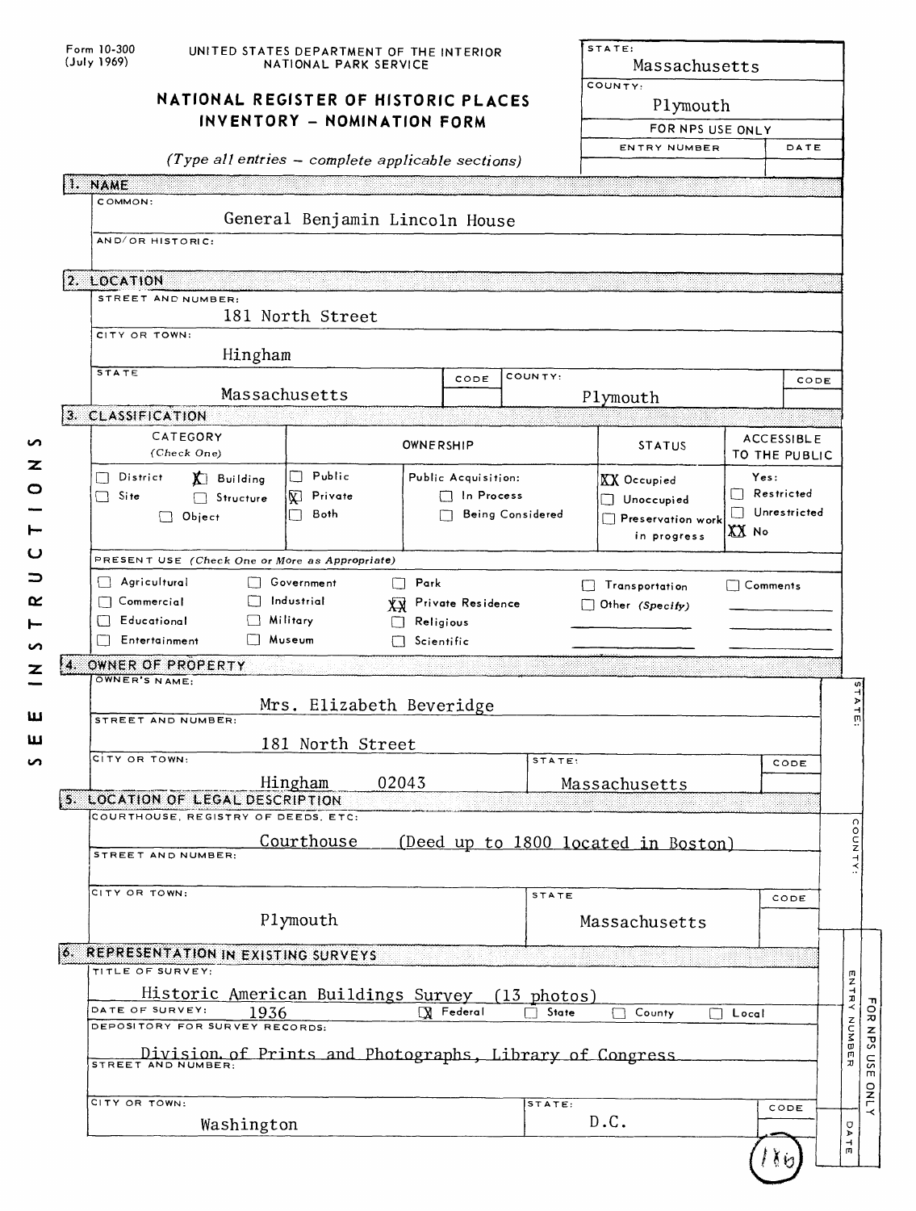Form 10-300
(July 1969)

UNITED STATES DEPARTMENT OF THE INTERIOR
NATIONAL PARK SERVICE

# NATIONAL REGISTER OF HISTORIC PLACES INVENTORY - NOMINATION FORM

*(Type all entries - complete applicable sections)*

| STATE: | Massachusetts |
|---|---|
| COUNTY: | Plymouth |
| FOR NPS USE ONLY | |
| ENTRY NUMBER | DATE |

## 1. NAME

COMMON:
General Benjamin Lincoln House

AND/OR HISTORIC:

## 2. LOCATION

STREET AND NUMBER:
181 North Street

CITY OR TOWN:
Hingham

| STATE | CODE | COUNTY: | CODE |
|---|---|---|---|
| Massachusetts | | Plymouth | |

## 3. CLASSIFICATION

| CATEGORY (Check One) | OWNERSHIP | | STATUS | ACCESSIBLE TO THE PUBLIC |
|---|---|---|---|---|
| ☐ District ☒ Building | ☐ Public | Public Acquisition: | ☒ Occupied | Yes: |
| ☐ Site ☐ Structure | ☒ Private | ☐ In Process | ☐ Unoccupied | ☐ Restricted |
| ☐ Object | ☐ Both | ☐ Being Considered | ☐ Preservation work in progress | ☐ Unrestricted |
| | | | | ☒ No |

PRESENT USE *(Check One or More as Appropriate)*

| | | | | |
|---|---|---|---|---|
| ☐ Agricultural | ☐ Government | ☐ Park | ☐ Transportation | ☐ Comments |
| ☐ Commercial | ☐ Industrial | ☒ Private Residence | ☐ Other *(Specify)* | |
| ☐ Educational | ☐ Military | ☐ Religious | | |
| ☐ Entertainment | ☐ Museum | ☐ Scientific | | |

SEE INSTRUCTIONS

## 4. OWNER OF PROPERTY

OWNER'S NAME:
Mrs. Elizabeth Beveridge

STREET AND NUMBER:
181 North Street

| CITY OR TOWN: | STATE: | CODE |
|---|---|---|
| Hingham 02043 | Massachusetts | |

## 5. LOCATION OF LEGAL DESCRIPTION

COURTHOUSE, REGISTRY OF DEEDS, ETC:
Courthouse (Deed up to 1800 located in Boston)

STREET AND NUMBER:

| CITY OR TOWN: | STATE | CODE |
|---|---|---|
| Plymouth | Massachusetts | |

## 6. REPRESENTATION IN EXISTING SURVEYS

TITLE OF SURVEY:
Historic American Buildings Survey (13 photos)

DATE OF SURVEY: 1936 ☒ Federal ☐ State ☐ County ☐ Local

DEPOSITORY FOR SURVEY RECORDS:
Division of Prints and Photographs, Library of Congress

STREET AND NUMBER:

| CITY OR TOWN: | STATE: | CODE |
|---|---|---|
| Washington | D.C. | |

STATE: / COUNTY: / ENTRY NUMBER / DATE — FOR NPS USE ONLY

(1X6)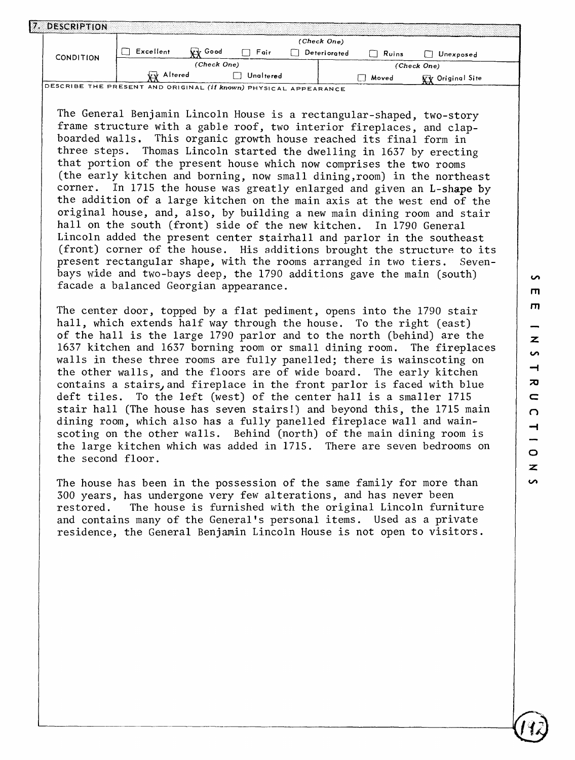## 7. DESCRIPTION

| CONDITION | (Check One) | | | | | |
|---|---|---|---|---|---|---|
| | ☐ Excellent | ☒ Good | ☐ Fair | ☐ Deteriorated | ☐ Ruins | ☐ Unexposed |
| | (Check One) | | | (Check One) | | |
| | ☒ Altered | ☐ Unaltered | | ☐ Moved | ☒ Original Site | |

DESCRIBE THE PRESENT AND ORIGINAL *(if known)* PHYSICAL APPEARANCE

The General Benjamin Lincoln House is a rectangular-shaped, two-story frame structure with a gable roof, two interior fireplaces, and clapboarded walls. This organic growth house reached its final form in three steps. Thomas Lincoln started the dwelling in 1637 by erecting that portion of the present house which now comprises the two rooms (the early kitchen and borning, now small dining,room) in the northeast corner. In 1715 the house was greatly enlarged and given an L-shape by the addition of a large kitchen on the main axis at the west end of the original house, and, also, by building a new main dining room and stair hall on the south (front) side of the new kitchen. In 1790 General Lincoln added the present center stairhall and parlor in the southeast (front) corner of the house. His additions brought the structure to its present rectangular shape, with the rooms arranged in two tiers. Seven-bays wide and two-bays deep, the 1790 additions gave the main (south) facade a balanced Georgian appearance.

The center door, topped by a flat pediment, opens into the 1790 stair hall, which extends half way through the house. To the right (east) of the hall is the large 1790 parlor and to the north (behind) are the 1637 kitchen and 1637 borning room or small dining room. The fireplaces walls in these three rooms are fully panelled; there is wainscoting on the other walls, and the floors are of wide board. The early kitchen contains a stairs, and fireplace in the front parlor is faced with blue deft tiles. To the left (west) of the center hall is a smaller 1715 stair hall (The house has seven stairs!) and beyond this, the 1715 main dining room, which also has a fully panelled fireplace wall and wainscoting on the other walls. Behind (north) of the main dining room is the large kitchen which was added in 1715. There are seven bedrooms on the second floor.

The house has been in the possession of the same family for more than 300 years, has undergone very few alterations, and has never been restored. The house is furnished with the original Lincoln furniture and contains many of the General's personal items. Used as a private residence, the General Benjamin Lincoln House is not open to visitors.

SEE INSTRUCTIONS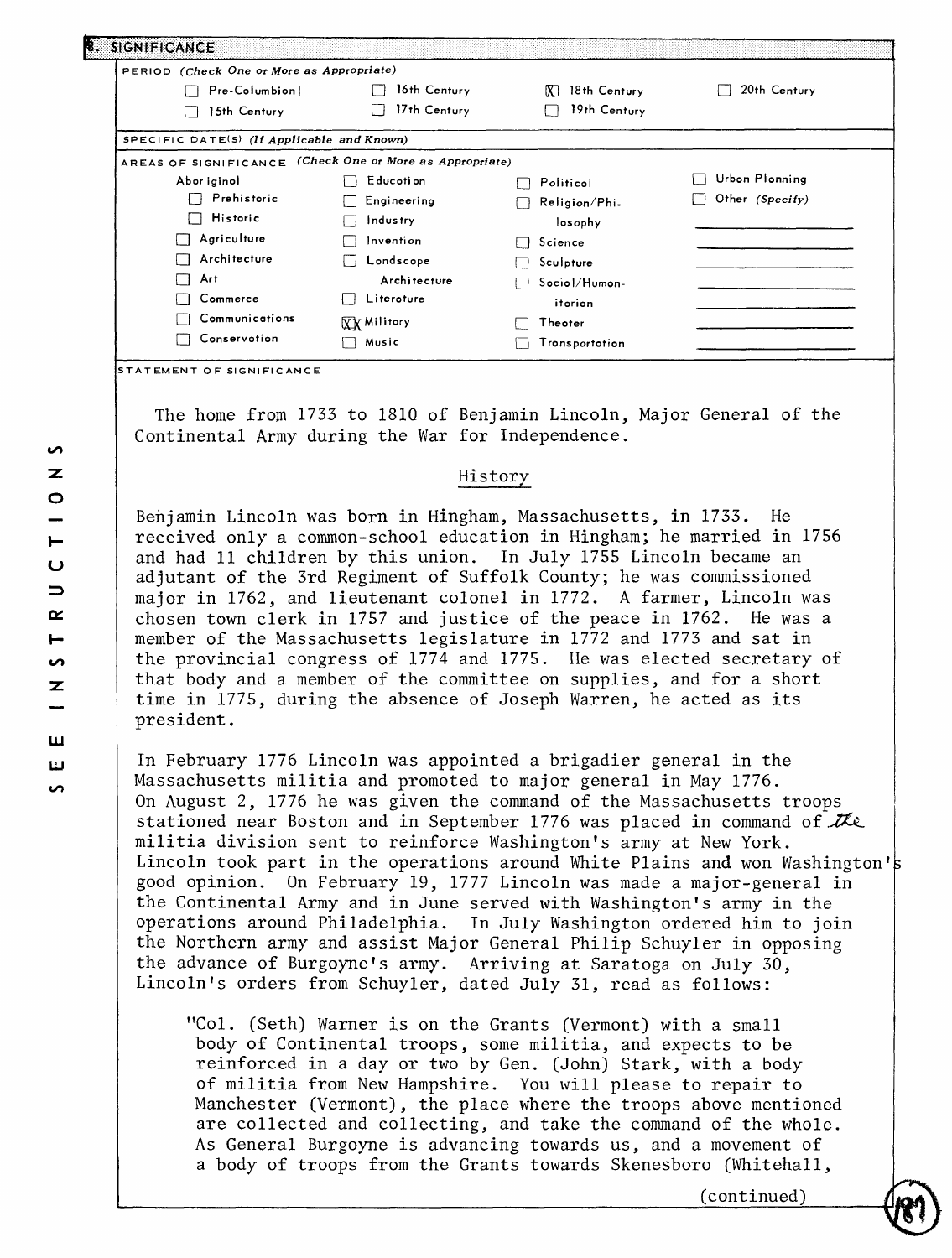## 8. SIGNIFICANCE

PERIOD (*Check One or More as Appropriate*)

- [ ] Pre-Columbian
- [ ] 15th Century
- [ ] 16th Century
- [ ] 17th Century
- [x] 18th Century
- [ ] 19th Century
- [ ] 20th Century

SPECIFIC DATE(S) (*If Applicable and Known*)

AREAS OF SIGNIFICANCE (*Check One or More as Appropriate*)

- Aboriginal
  - [ ] Prehistoric
  - [ ] Historic
- [ ] Agriculture
- [ ] Architecture
- [ ] Art
- [ ] Commerce
- [ ] Communications
- [ ] Conservation
- [ ] Education
- [ ] Engineering
- [ ] Industry
- [ ] Invention
- [ ] Landscape Architecture
- [ ] Literature
- [x] Military
- [ ] Music
- [ ] Political
- [ ] Religion/Philosophy
- [ ] Science
- [ ] Sculpture
- [ ] Social/Humanitarian
- [ ] Theater
- [ ] Transportation
- [ ] Urban Planning
- [ ] Other (*Specify*)

STATEMENT OF SIGNIFICANCE

The home from 1733 to 1810 of Benjamin Lincoln, Major General of the Continental Army during the War for Independence.

### History

Benjamin Lincoln was born in Hingham, Massachusetts, in 1733. He received only a common-school education in Hingham; he married in 1756 and had 11 children by this union. In July 1755 Lincoln became an adjutant of the 3rd Regiment of Suffolk County; he was commissioned major in 1762, and lieutenant colonel in 1772. A farmer, Lincoln was chosen town clerk in 1757 and justice of the peace in 1762. He was a member of the Massachusetts legislature in 1772 and 1773 and sat in the provincial congress of 1774 and 1775. He was elected secretary of that body and a member of the committee on supplies, and for a short time in 1775, during the absence of Joseph Warren, he acted as its president.

In February 1776 Lincoln was appointed a brigadier general in the Massachusetts militia and promoted to major general in May 1776. On August 2, 1776 he was given the command of the Massachusetts troops stationed near Boston and in September 1776 was placed in command of the militia division sent to reinforce Washington's army at New York. Lincoln took part in the operations around White Plains and won Washington's good opinion. On February 19, 1777 Lincoln was made a major-general in the Continental Army and in June served with Washington's army in the operations around Philadelphia. In July Washington ordered him to join the Northern army and assist Major General Philip Schuyler in opposing the advance of Burgoyne's army. Arriving at Saratoga on July 30, Lincoln's orders from Schuyler, dated July 31, read as follows:

> "Col. (Seth) Warner is on the Grants (Vermont) with a small body of Continental troops, some militia, and expects to be reinforced in a day or two by Gen. (John) Stark, with a body of militia from New Hampshire. You will please to repair to Manchester (Vermont), the place where the troops above mentioned are collected and collecting, and take the command of the whole. As General Burgoyne is advancing towards us, and a movement of a body of troops from the Grants towards Skenesboro (Whitehall,

(continued)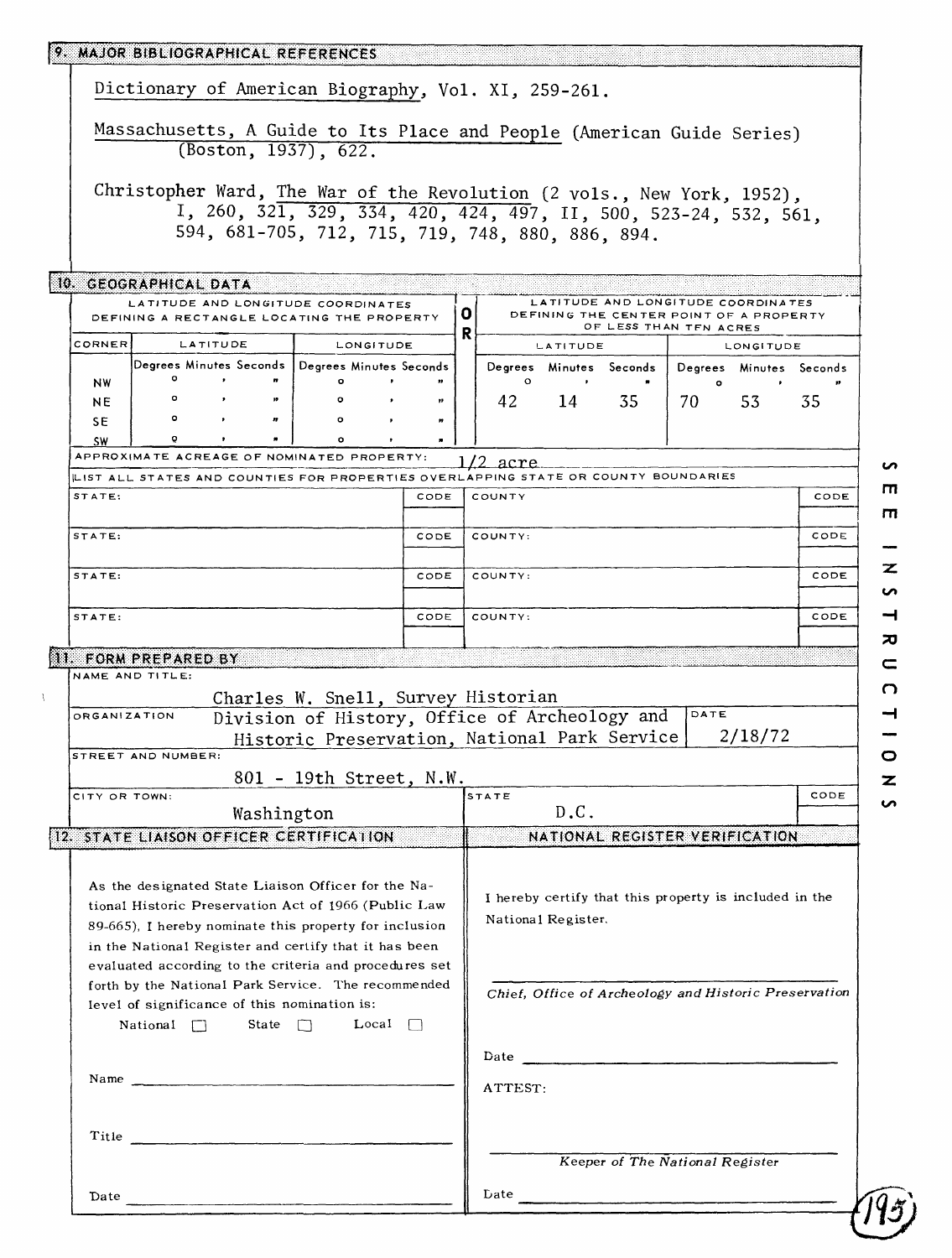## 9. MAJOR BIBLIOGRAPHICAL REFERENCES

Dictionary of American Biography, Vol. XI, 259-261.

Massachusetts, A Guide to Its Place and People (American Guide Series) (Boston, 1937), 622.

Christopher Ward, The War of the Revolution (2 vols., New York, 1952), I, 260, 321, 329, 334, 420, 424, 497, II, 500, 523-24, 532, 561, 594, 681-705, 712, 715, 719, 748, 880, 886, 894.

## 10. GEOGRAPHICAL DATA

| LATITUDE AND LONGITUDE COORDINATES DEFINING A RECTANGLE LOCATING THE PROPERTY | | | OR | LATITUDE AND LONGITUDE COORDINATES DEFINING THE CENTER POINT OF A PROPERTY OF LESS THAN TEN ACRES | |
|---|---|---|---|---|---|
| CORNER | LATITUDE | LONGITUDE | | LATITUDE | LONGITUDE |
| | Degrees Minutes Seconds | Degrees Minutes Seconds | | Degrees Minutes Seconds | Degrees Minutes Seconds |
| NW | ° ' " | ° ' " | | 42° 14' 35" | 70° 53' 35" |
| NE | ° ' " | ° ' " | | | |
| SE | ° ' " | ° ' " | | | |
| SW | ° ' " | ° ' " | | | |

APPROXIMATE ACREAGE OF NOMINATED PROPERTY: 1/2 acre

LIST ALL STATES AND COUNTIES FOR PROPERTIES OVERLAPPING STATE OR COUNTY BOUNDARIES

| STATE: | CODE | COUNTY | CODE |
|---|---|---|---|
| STATE: | CODE | COUNTY: | CODE |
| STATE: | CODE | COUNTY: | CODE |
| STATE: | CODE | COUNTY: | CODE |

## 11. FORM PREPARED BY

NAME AND TITLE: Charles W. Snell, Survey Historian

ORGANIZATION: Division of History, Office of Archeology and Historic Preservation, National Park Service

DATE: 2/18/72

STREET AND NUMBER: 801 - 19th Street, N.W.

CITY OR TOWN: Washington

STATE: D.C.

CODE:

## 12. STATE LIAISON OFFICER CERTIFICATION

As the designated State Liaison Officer for the National Historic Preservation Act of 1966 (Public Law 89-665), I hereby nominate this property for inclusion in the National Register and certify that it has been evaluated according to the criteria and procedures set forth by the National Park Service. The recommended level of significance of this nomination is:

National ☐ State ☐ Local ☐

Name ______________________

Title ______________________

Date ______________________

## NATIONAL REGISTER VERIFICATION

I hereby certify that this property is included in the National Register.

______________________

*Chief, Office of Archeology and Historic Preservation*

Date ______________________

ATTEST:

______________________

*Keeper of The National Register*

Date ______________________

SEE INSTRUCTIONS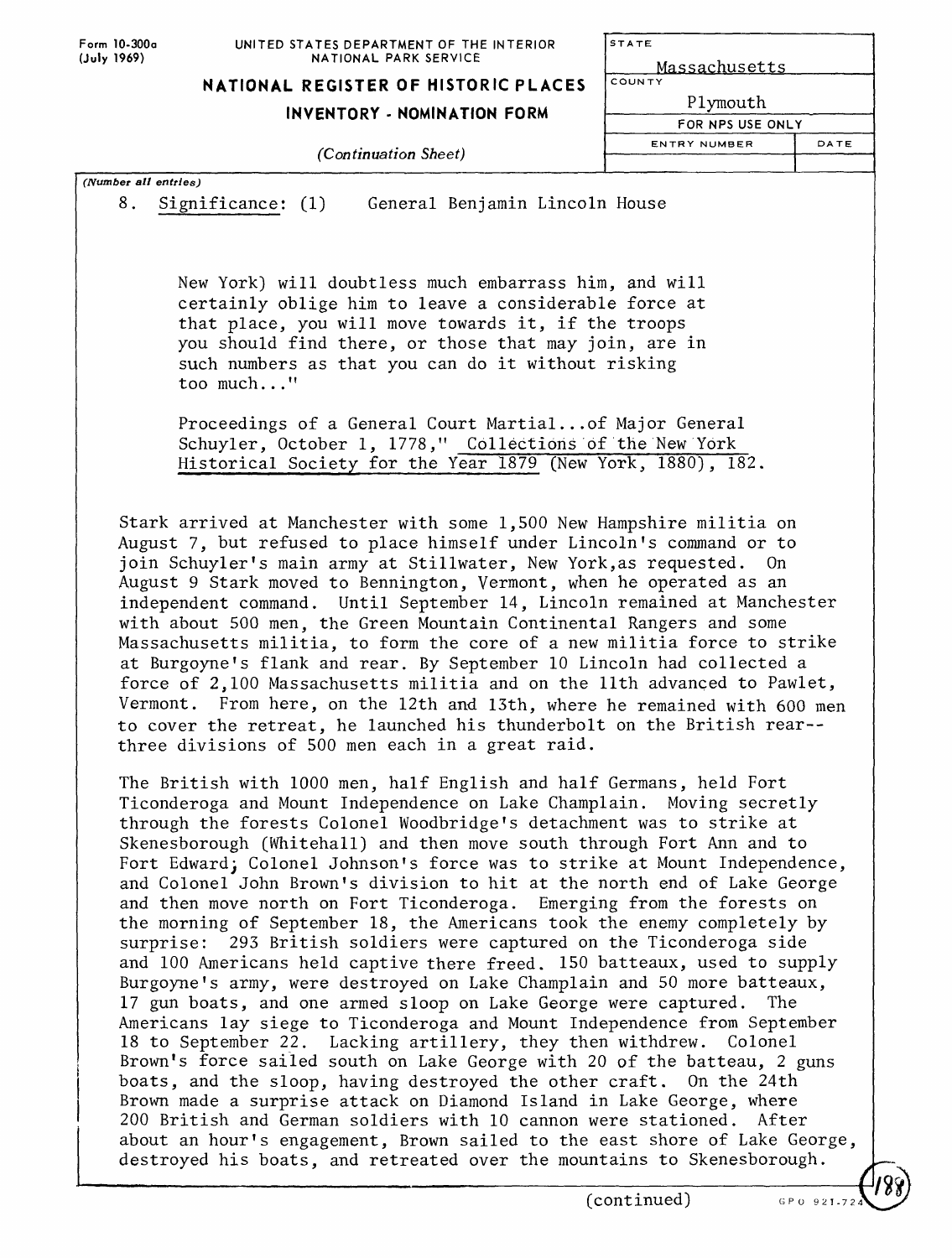8. Significance: (1) General Benjamin Lincoln House

> New York) will doubtless much embarrass him, and will certainly oblige him to leave a considerable force at that place, you will move towards it, if the troops you should find there, or those that may join, are in such numbers as that you can do it without risking too much..."
>
> Proceedings of a General Court Martial...of Major General Schuyler, October 1, 1778," Collections of the New York Historical Society for the Year 1879 (New York, 1880), 182.

Stark arrived at Manchester with some 1,500 New Hampshire militia on August 7, but refused to place himself under Lincoln's command or to join Schuyler's main army at Stillwater, New York,as requested. On August 9 Stark moved to Bennington, Vermont, when he operated as an independent command. Until September 14, Lincoln remained at Manchester with about 500 men, the Green Mountain Continental Rangers and some Massachusetts militia, to form the core of a new militia force to strike at Burgoyne's flank and rear. By September 10 Lincoln had collected a force of 2,100 Massachusetts militia and on the 11th advanced to Pawlet, Vermont. From here, on the 12th and 13th, where he remained with 600 men to cover the retreat, he launched his thunderbolt on the British rear--three divisions of 500 men each in a great raid.

The British with 1000 men, half English and half Germans, held Fort Ticonderoga and Mount Independence on Lake Champlain. Moving secretly through the forests Colonel Woodbridge's detachment was to strike at Skenesborough (Whitehall) and then move south through Fort Ann and to Fort Edward; Colonel Johnson's force was to strike at Mount Independence, and Colonel John Brown's division to hit at the north end of Lake George and then move north on Fort Ticonderoga. Emerging from the forests on the morning of September 18, the Americans took the enemy completely by surprise: 293 British soldiers were captured on the Ticonderoga side and 100 Americans held captive there freed. 150 batteaux, used to supply Burgoyne's army, were destroyed on Lake Champlain and 50 more batteaux, 17 gun boats, and one armed sloop on Lake George were captured. The Americans lay siege to Ticonderoga and Mount Independence from September 18 to September 22. Lacking artillery, they then withdrew. Colonel Brown's force sailed south on Lake George with 20 of the batteau, 2 guns boats, and the sloop, having destroyed the other craft. On the 24th Brown made a surprise attack on Diamond Island in Lake George, where 200 British and German soldiers with 10 cannon were stationed. After about an hour's engagement, Brown sailed to the east shore of Lake George, destroyed his boats, and retreated over the mountains to Skenesborough.

(continued)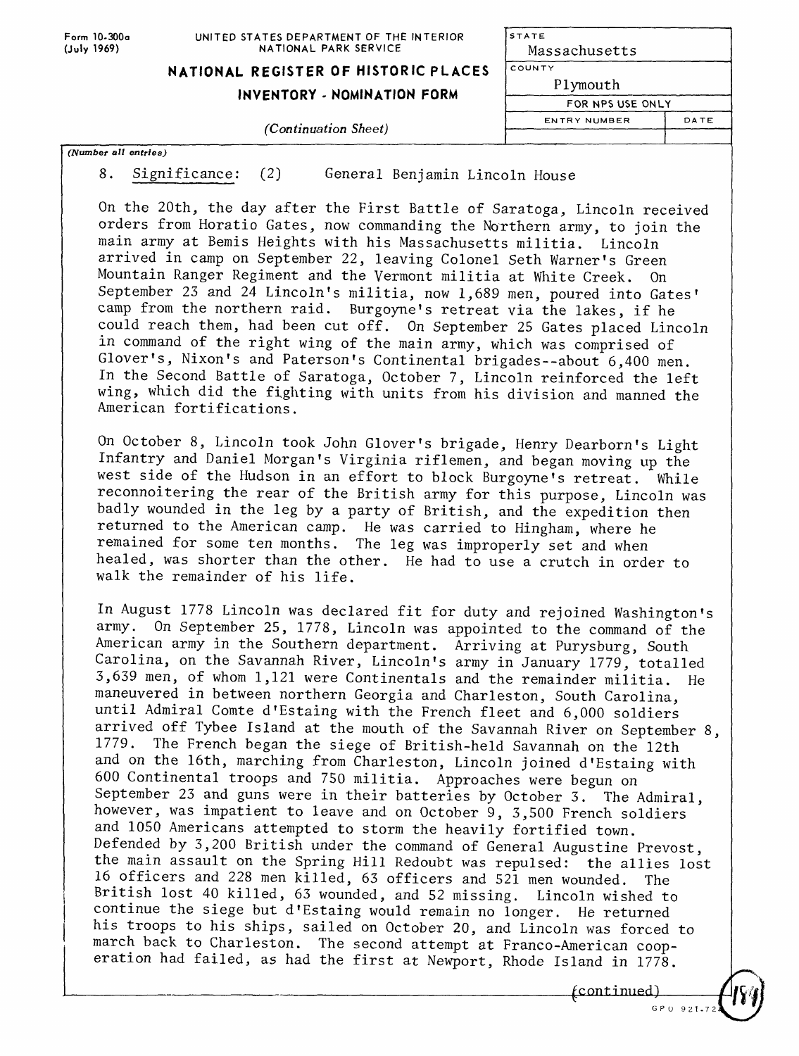Form 10-300a (July 1969)

UNITED STATES DEPARTMENT OF THE INTERIOR
NATIONAL PARK SERVICE

**NATIONAL REGISTER OF HISTORIC PLACES**
**INVENTORY - NOMINATION FORM**

*(Continuation Sheet)*

| STATE | |
|---|---|
| Massachusetts | |
| COUNTY | |
| Plymouth | |
| FOR NPS USE ONLY | |
| ENTRY NUMBER | DATE |
| | |

*(Number all entries)*

8. Significance: (2) General Benjamin Lincoln House

On the 20th, the day after the First Battle of Saratoga, Lincoln received orders from Horatio Gates, now commanding the Northern army, to join the main army at Bemis Heights with his Massachusetts militia. Lincoln arrived in camp on September 22, leaving Colonel Seth Warner's Green Mountain Ranger Regiment and the Vermont militia at White Creek. On September 23 and 24 Lincoln's militia, now 1,689 men, poured into Gates' camp from the northern raid. Burgoyne's retreat via the lakes, if he could reach them, had been cut off. On September 25 Gates placed Lincoln in command of the right wing of the main army, which was comprised of Glover's, Nixon's and Paterson's Continental brigades--about 6,400 men. In the Second Battle of Saratoga, October 7, Lincoln reinforced the left wing, which did the fighting with units from his division and manned the American fortifications.

On October 8, Lincoln took John Glover's brigade, Henry Dearborn's Light Infantry and Daniel Morgan's Virginia riflemen, and began moving up the west side of the Hudson in an effort to block Burgoyne's retreat. While reconnoitering the rear of the British army for this purpose, Lincoln was badly wounded in the leg by a party of British, and the expedition then returned to the American camp. He was carried to Hingham, where he remained for some ten months. The leg was improperly set and when healed, was shorter than the other. He had to use a crutch in order to walk the remainder of his life.

In August 1778 Lincoln was declared fit for duty and rejoined Washington's army. On September 25, 1778, Lincoln was appointed to the command of the American army in the Southern department. Arriving at Purysburg, South Carolina, on the Savannah River, Lincoln's army in January 1779, totalled 3,639 men, of whom 1,121 were Continentals and the remainder militia. He maneuvered in between northern Georgia and Charleston, South Carolina, until Admiral Comte d'Estaing with the French fleet and 6,000 soldiers arrived off Tybee Island at the mouth of the Savannah River on September 8, 1779. The French began the siege of British-held Savannah on the 12th and on the 16th, marching from Charleston, Lincoln joined d'Estaing with 600 Continental troops and 750 militia. Approaches were begun on September 23 and guns were in their batteries by October 3. The Admiral, however, was impatient to leave and on October 9, 3,500 French soldiers and 1050 Americans attempted to storm the heavily fortified town. Defended by 3,200 British under the command of General Augustine Prevost, the main assault on the Spring Hill Redoubt was repulsed: the allies lost 16 officers and 228 men killed, 63 officers and 521 men wounded. The British lost 40 killed, 63 wounded, and 52 missing. Lincoln wished to continue the siege but d'Estaing would remain no longer. He returned his troops to his ships, sailed on October 20, and Lincoln was forced to march back to Charleston. The second attempt at Franco-American cooperation had failed, as had the first at Newport, Rhode Island in 1778.

(continued)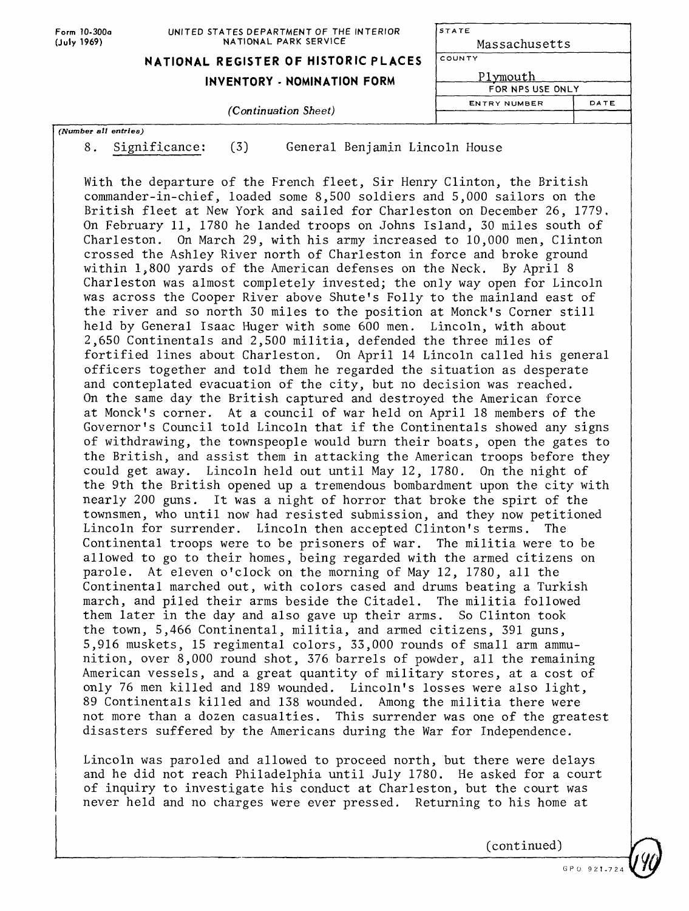Form 10-300a (July 1969)

UNITED STATES DEPARTMENT OF THE INTERIOR
NATIONAL PARK SERVICE

**NATIONAL REGISTER OF HISTORIC PLACES**

**INVENTORY - NOMINATION FORM**

*(Continuation Sheet)*

| STATE | |
|---|---|
| Massachusetts | |
| COUNTY | |
| Plymouth | |
| FOR NPS USE ONLY | |
| ENTRY NUMBER | DATE |
| | |

*(Number all entries)*

8. Significance: (3) General Benjamin Lincoln House

With the departure of the French fleet, Sir Henry Clinton, the British commander-in-chief, loaded some 8,500 soldiers and 5,000 sailors on the British fleet at New York and sailed for Charleston on December 26, 1779. On February 11, 1780 he landed troops on Johns Island, 30 miles south of Charleston. On March 29, with his army increased to 10,000 men, Clinton crossed the Ashley River north of Charleston in force and broke ground within 1,800 yards of the American defenses on the Neck. By April 8 Charleston was almost completely invested; the only way open for Lincoln was across the Cooper River above Shute's Folly to the mainland east of the river and so north 30 miles to the position at Monck's Corner still held by General Isaac Huger with some 600 men. Lincoln, with about 2,650 Continentals and 2,500 militia, defended the three miles of fortified lines about Charleston. On April 14 Lincoln called his general officers together and told them he regarded the situation as desperate and conteplated evacuation of the city, but no decision was reached. On the same day the British captured and destroyed the American force at Monck's corner. At a council of war held on April 18 members of the Governor's Council told Lincoln that if the Continentals showed any signs of withdrawing, the townspeople would burn their boats, open the gates to the British, and assist them in attacking the American troops before they could get away. Lincoln held out until May 12, 1780. On the night of the 9th the British opened up a tremendous bombardment upon the city with nearly 200 guns. It was a night of horror that broke the spirt of the townsmen, who until now had resisted submission, and they now petitioned Lincoln for surrender. Lincoln then accepted Clinton's terms. The Continental troops were to be prisoners of war. The militia were to be allowed to go to their homes, being regarded with the armed citizens on parole. At eleven o'clock on the morning of May 12, 1780, all the Continental marched out, with colors cased and drums beating a Turkish march, and piled their arms beside the Citadel. The militia followed them later in the day and also gave up their arms. So Clinton took the town, 5,466 Continental, militia, and armed citizens, 391 guns, 5,916 muskets, 15 regimental colors, 33,000 rounds of small arm ammunition, over 8,000 round shot, 376 barrels of powder, all the remaining American vessels, and a great quantity of military stores, at a cost of only 76 men killed and 189 wounded. Lincoln's losses were also light, 89 Continentals killed and 138 wounded. Among the militia there were not more than a dozen casualties. This surrender was one of the greatest disasters suffered by the Americans during the War for Independence.

Lincoln was paroled and allowed to proceed north, but there were delays and he did not reach Philadelphia until July 1780. He asked for a court of inquiry to investigate his conduct at Charleston, but the court was never held and no charges were ever pressed. Returning to his home at

(continued)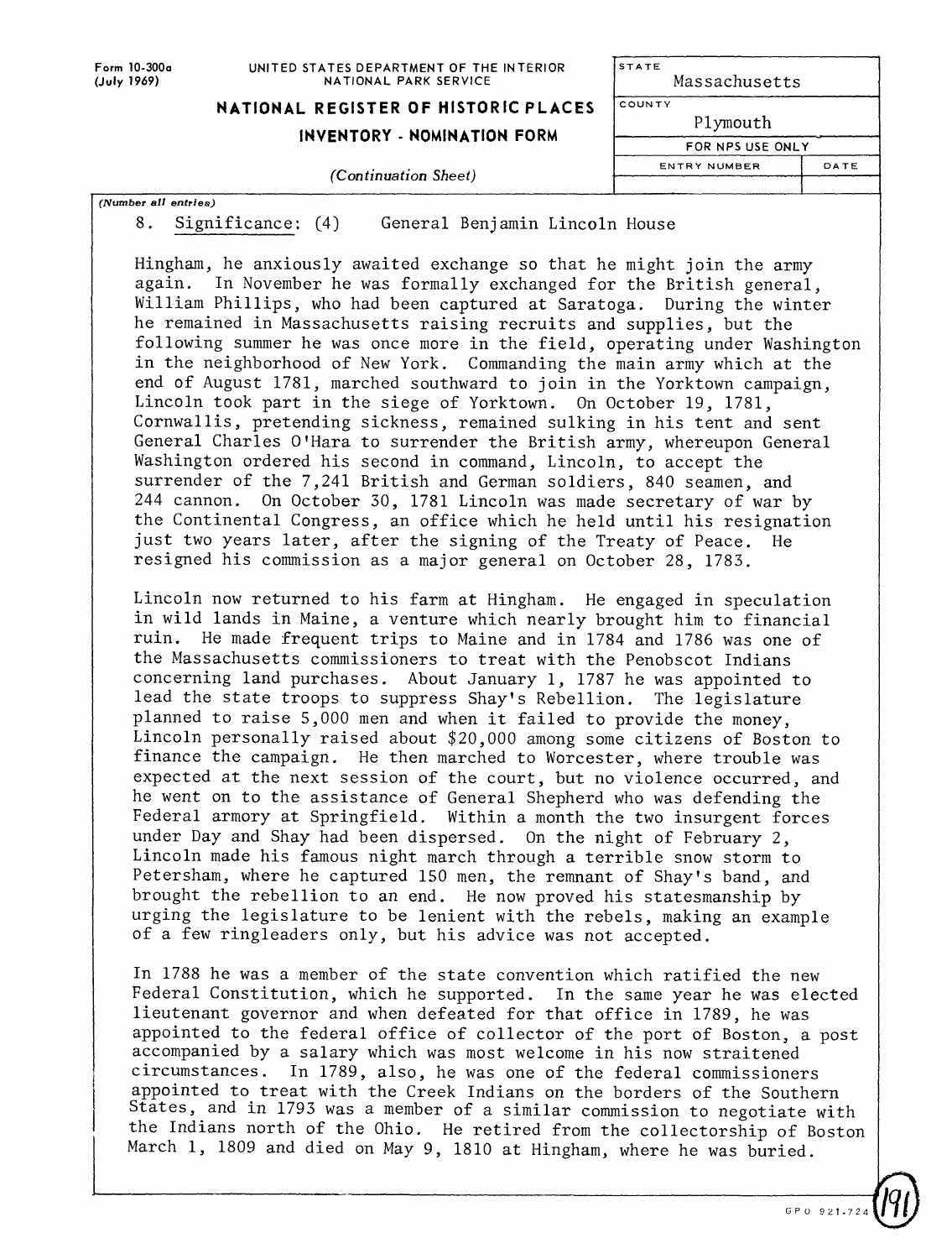Form 10-300a (July 1969)

UNITED STATES DEPARTMENT OF THE INTERIOR
NATIONAL PARK SERVICE

**NATIONAL REGISTER OF HISTORIC PLACES**

**INVENTORY - NOMINATION FORM**

*(Continuation Sheet)*

| STATE | |
|---|---|
| Massachusetts | |
| COUNTY | |
| Plymouth | |
| FOR NPS USE ONLY | |
| ENTRY NUMBER | DATE |
| | |

*(Number all entries)*

8. Significance: (4) General Benjamin Lincoln House

Hingham, he anxiously awaited exchange so that he might join the army again. In November he was formally exchanged for the British general, William Phillips, who had been captured at Saratoga. During the winter he remained in Massachusetts raising recruits and supplies, but the following summer he was once more in the field, operating under Washington in the neighborhood of New York. Commanding the main army which at the end of August 1781, marched southward to join in the Yorktown campaign, Lincoln took part in the siege of Yorktown. On October 19, 1781, Cornwallis, pretending sickness, remained sulking in his tent and sent General Charles O'Hara to surrender the British army, whereupon General Washington ordered his second in command, Lincoln, to accept the surrender of the 7,241 British and German soldiers, 840 seamen, and 244 cannon. On October 30, 1781 Lincoln was made secretary of war by the Continental Congress, an office which he held until his resignation just two years later, after the signing of the Treaty of Peace. He resigned his commission as a major general on October 28, 1783.

Lincoln now returned to his farm at Hingham. He engaged in speculation in wild lands in Maine, a venture which nearly brought him to financial ruin. He made frequent trips to Maine and in 1784 and 1786 was one of the Massachusetts commissioners to treat with the Penobscot Indians concerning land purchases. About January 1, 1787 he was appointed to lead the state troops to suppress Shay's Rebellion. The legislature planned to raise 5,000 men and when it failed to provide the money, Lincoln personally raised about $20,000 among some citizens of Boston to finance the campaign. He then marched to Worcester, where trouble was expected at the next session of the court, but no violence occurred, and he went on to the assistance of General Shepherd who was defending the Federal armory at Springfield. Within a month the two insurgent forces under Day and Shay had been dispersed. On the night of February 2, Lincoln made his famous night march through a terrible snow storm to Petersham, where he captured 150 men, the remnant of Shay's band, and brought the rebellion to an end. He now proved his statesmanship by urging the legislature to be lenient with the rebels, making an example of a few ringleaders only, but his advice was not accepted.

In 1788 he was a member of the state convention which ratified the new Federal Constitution, which he supported. In the same year he was elected lieutenant governor and when defeated for that office in 1789, he was appointed to the federal office of collector of the port of Boston, a post accompanied by a salary which was most welcome in his now straitened circumstances. In 1789, also, he was one of the federal commissioners appointed to treat with the Creek Indians on the borders of the Southern States, and in 1793 was a member of a similar commission to negotiate with the Indians north of the Ohio. He retired from the collectorship of Boston March 1, 1809 and died on May 9, 1810 at Hingham, where he was buried.

GPO 921.724